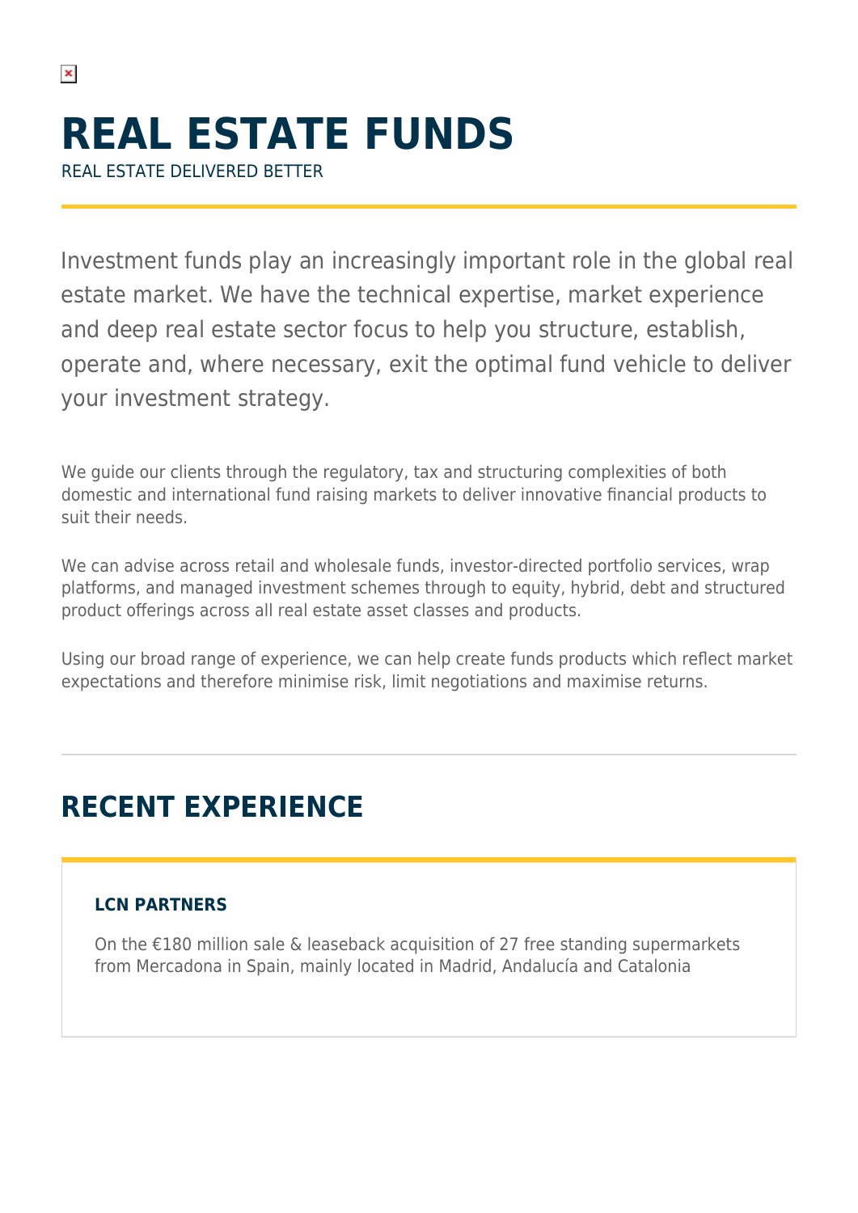# REAL ESTATE FUNDS

REAL ESTATE DELIVERED BETTER

Investment funds play an increasingly important role in the global real estate market. We have the technical expertise, market experience and deep real estate sector focus to help you structure, establish, operate and, where necessary, exit the optimal fund vehicle to deliver your investment strategy.

We guide our clients through the regulatory, tax and structuring complexities of both domestic and international fund raising markets to deliver innovative financial products to suit their needs.

We can advise across retail and wholesale funds, investor-directed portfolio services, wrap platforms, and managed investment schemes through to equity, hybrid, debt and structured product offerings across all real estate asset classes and products.

Using our broad range of experience, we can help create funds products which reflect market expectations and therefore minimise risk, limit negotiations and maximise returns.

## RECENT EXPERIENCE

### LCN PARTNERS

On the €180 million sale & leaseback acquisition of 27 free standing supermarkets from Mercadona in Spain, mainly located in Madrid, Andalucía and Catalonia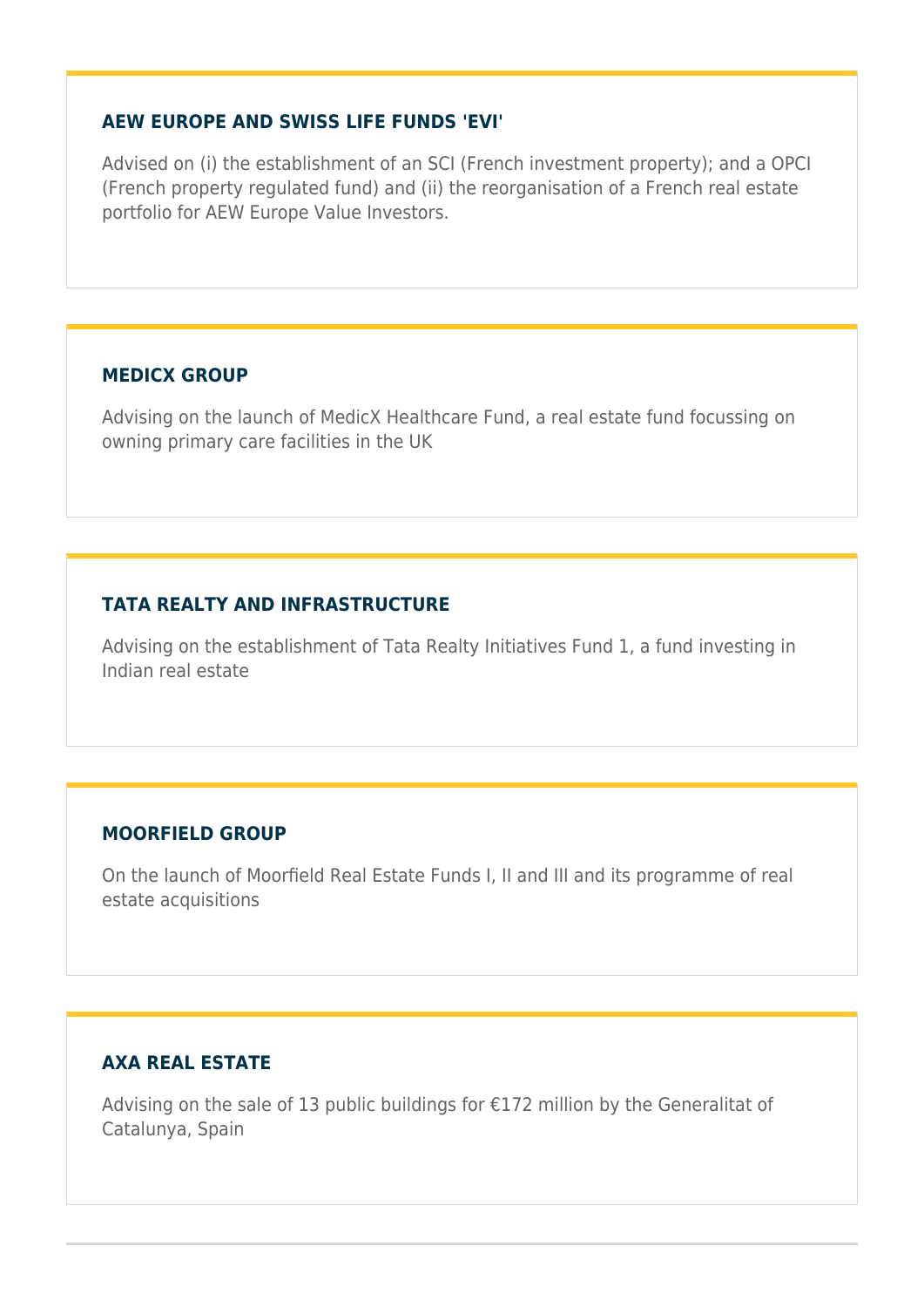### AEW EUROPE AND SWISS LIFE FUNDS 'EVI'

Advised on (i) the establishment of an SCI (French investment property); and a OPCI (French property regulated fund) and (ii) the reorganisation of a French real estate portfolio for AEW Europe Value Investors.

### MEDICX GROUP

Advising on the launch of MedicX Healthcare Fund, a real estate fund focussing on owning primary care facilities in the UK

### TATA REALTY AND INFRASTRUCTURE

Advising on the establishment of Tata Realty Initiatives Fund 1, a fund investing in Indian real estate

### MOORFIELD GROUP

On the launch of Moorfield Real Estate Funds I, II and III and its programme of real estate acquisitions

### AXA REAL ESTATE

Advising on the sale of 13 public buildings for €172 million by the Generalitat of Catalunya, Spain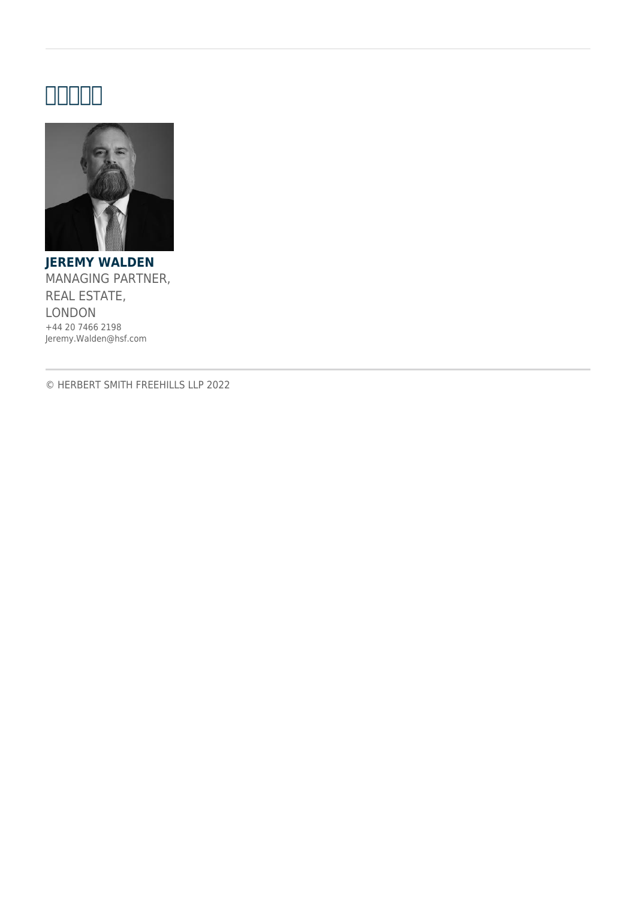**JEREMY WALDEN**
MANAGING PARTNER,
REAL ESTATE,
LONDON
+44 20 7466 2198
Jeremy.Walden@hsf.com